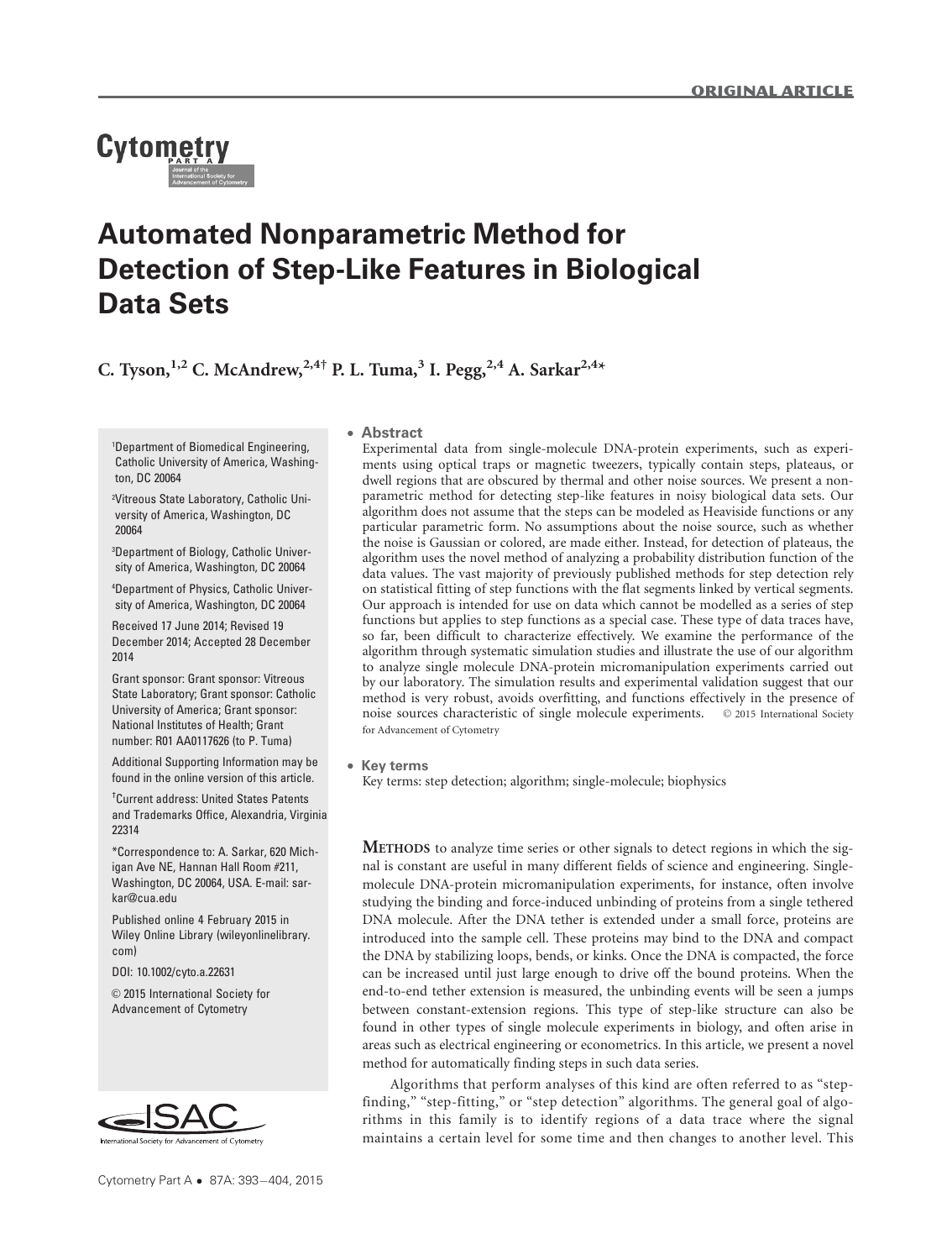ORIGINAL ARTICLE

# Automated Nonparametric Method for Detection of Step-Like Features in Biological Data Sets

**C. Tyson,[1,2] C. McAndrew,[2,4†] P. L. Tuma,[3] I. Pegg,[2,4] A. Sarkar[2,4*]**

[1]Department of Biomedical Engineering, Catholic University of America, Washington, DC 20064

[2]Vitreous State Laboratory, Catholic University of America, Washington, DC 20064

[3]Department of Biology, Catholic University of America, Washington, DC 20064

[4]Department of Physics, Catholic University of America, Washington, DC 20064

Received 17 June 2014; Revised 19 December 2014; Accepted 28 December 2014

Grant sponsor: Grant sponsor: Vitreous State Laboratory; Grant sponsor: Catholic University of America; Grant sponsor: National Institutes of Health; Grant number: R01 AA0117626 (to P. Tuma)

Additional Supporting Information may be found in the online version of this article.

†Current address: United States Patents and Trademarks Office, Alexandria, Virginia 22314

*Correspondence to: A. Sarkar, 620 Michigan Ave NE, Hannan Hall Room #211, Washington, DC 20064, USA. E-mail: sarkar@cua.edu

Published online 4 February 2015 in Wiley Online Library (wileyonlinelibrary.com)

DOI: 10.1002/cyto.a.22631

© 2015 International Society for Advancement of Cytometry

## Abstract

Experimental data from single-molecule DNA-protein experiments, such as experiments using optical traps or magnetic tweezers, typically contain steps, plateaus, or dwell regions that are obscured by thermal and other noise sources. We present a nonparametric method for detecting step-like features in noisy biological data sets. Our algorithm does not assume that the steps can be modeled as Heaviside functions or any particular parametric form. No assumptions about the noise source, such as whether the noise is Gaussian or colored, are made either. Instead, for detection of plateaus, the algorithm uses the novel method of analyzing a probability distribution function of the data values. The vast majority of previously published methods for step detection rely on statistical fitting of step functions with the flat segments linked by vertical segments. Our approach is intended for use on data which cannot be modelled as a series of step functions but applies to step functions as a special case. These type of data traces have, so far, been difficult to characterize effectively. We examine the performance of the algorithm through systematic simulation studies and illustrate the use of our algorithm to analyze single molecule DNA-protein micromanipulation experiments carried out by our laboratory. The simulation results and experimental validation suggest that our method is very robust, avoids overfitting, and functions effectively in the presence of noise sources characteristic of single molecule experiments. © 2015 International Society for Advancement of Cytometry

## Key terms

Key terms: step detection; algorithm; single-molecule; biophysics

**Methods** to analyze time series or other signals to detect regions in which the signal is constant are useful in many different fields of science and engineering. Single-molecule DNA-protein micromanipulation experiments, for instance, often involve studying the binding and force-induced unbinding of proteins from a single tethered DNA molecule. After the DNA tether is extended under a small force, proteins are introduced into the sample cell. These proteins may bind to the DNA and compact the DNA by stabilizing loops, bends, or kinks. Once the DNA is compacted, the force can be increased until just large enough to drive off the bound proteins. When the end-to-end tether extension is measured, the unbinding events will be seen a jumps between constant-extension regions. This type of step-like structure can also be found in other types of single molecule experiments in biology, and often arise in areas such as electrical engineering or econometrics. In this article, we present a novel method for automatically finding steps in such data series.

Algorithms that perform analyses of this kind are often referred to as "step-finding," "step-fitting," or "step detection" algorithms. The general goal of algorithms in this family is to identify regions of a data trace where the signal maintains a certain level for some time and then changes to another level. This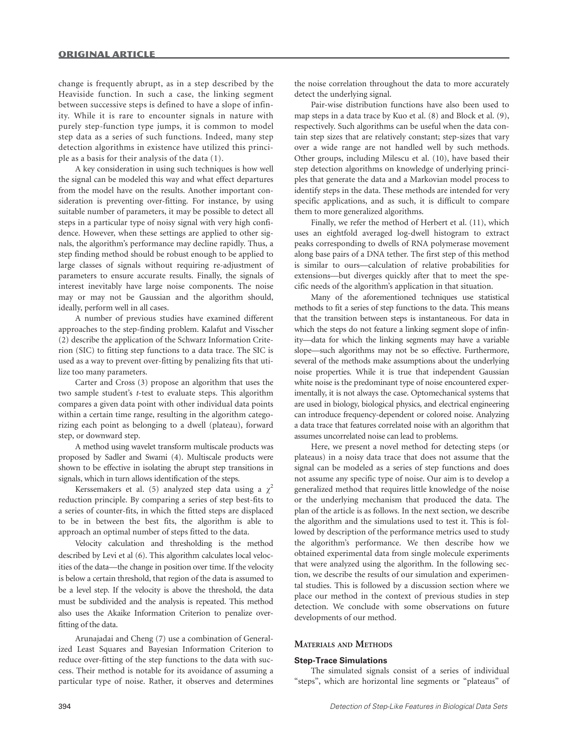change is frequently abrupt, as in a step described by the Heaviside function. In such a case, the linking segment between successive steps is defined to have a slope of infinity. While it is rare to encounter signals in nature with purely step-function type jumps, it is common to model step data as a series of such functions. Indeed, many step detection algorithms in existence have utilized this principle as a basis for their analysis of the data (1).

A key consideration in using such techniques is how well the signal can be modeled this way and what effect departures from the model have on the results. Another important consideration is preventing over-fitting. For instance, by using suitable number of parameters, it may be possible to detect all steps in a particular type of noisy signal with very high confidence. However, when these settings are applied to other signals, the algorithm's performance may decline rapidly. Thus, a step finding method should be robust enough to be applied to large classes of signals without requiring re-adjustment of parameters to ensure accurate results. Finally, the signals of interest inevitably have large noise components. The noise may or may not be Gaussian and the algorithm should, ideally, perform well in all cases.

A number of previous studies have examined different approaches to the step-finding problem. Kalafut and Visscher (2) describe the application of the Schwarz Information Criterion (SIC) to fitting step functions to a data trace. The SIC is used as a way to prevent over-fitting by penalizing fits that utilize too many parameters.

Carter and Cross (3) propose an algorithm that uses the two sample student's *t*-test to evaluate steps. This algorithm compares a given data point with other individual data points within a certain time range, resulting in the algorithm categorizing each point as belonging to a dwell (plateau), forward step, or downward step.

A method using wavelet transform multiscale products was proposed by Sadler and Swami (4). Multiscale products were shown to be effective in isolating the abrupt step transitions in signals, which in turn allows identification of the steps.

Kerssemakers et al. (5) analyzed step data using a $\chi^2$ reduction principle. By comparing a series of step best-fits to a series of counter-fits, in which the fitted steps are displaced to be in between the best fits, the algorithm is able to approach an optimal number of steps fitted to the data.

Velocity calculation and thresholding is the method described by Levi et al (6). This algorithm calculates local velocities of the data—the change in position over time. If the velocity is below a certain threshold, that region of the data is assumed to be a level step. If the velocity is above the threshold, the data must be subdivided and the analysis is repeated. This method also uses the Akaike Information Criterion to penalize over-fitting of the data.

Arunajadai and Cheng (7) use a combination of Generalized Least Squares and Bayesian Information Criterion to reduce over-fitting of the step functions to the data with success. Their method is notable for its avoidance of assuming a particular type of noise. Rather, it observes and determines the noise correlation throughout the data to more accurately detect the underlying signal.

Pair-wise distribution functions have also been used to map steps in a data trace by Kuo et al. (8) and Block et al. (9), respectively. Such algorithms can be useful when the data contain step sizes that are relatively constant; step-sizes that vary over a wide range are not handled well by such methods. Other groups, including Milescu et al. (10), have based their step detection algorithms on knowledge of underlying principles that generate the data and a Markovian model process to identify steps in the data. These methods are intended for very specific applications, and as such, it is difficult to compare them to more generalized algorithms.

Finally, we refer the method of Herbert et al. (11), which uses an eightfold averaged log-dwell histogram to extract peaks corresponding to dwells of RNA polymerase movement along base pairs of a DNA tether. The first step of this method is similar to ours—calculation of relative probabilities for extensions—but diverges quickly after that to meet the specific needs of the algorithm's application in that situation.

Many of the aforementioned techniques use statistical methods to fit a series of step functions to the data. This means that the transition between steps is instantaneous. For data in which the steps do not feature a linking segment slope of infinity—data for which the linking segments may have a variable slope—such algorithms may not be so effective. Furthermore, several of the methods make assumptions about the underlying noise properties. While it is true that independent Gaussian white noise is the predominant type of noise encountered experimentally, it is not always the case. Optomechanical systems that are used in biology, biological physics, and electrical engineering can introduce frequency-dependent or colored noise. Analyzing a data trace that features correlated noise with an algorithm that assumes uncorrelated noise can lead to problems.

Here, we present a novel method for detecting steps (or plateaus) in a noisy data trace that does not assume that the signal can be modeled as a series of step functions and does not assume any specific type of noise. Our aim is to develop a generalized method that requires little knowledge of the noise or the underlying mechanism that produced the data. The plan of the article is as follows. In the next section, we describe the algorithm and the simulations used to test it. This is followed by description of the performance metrics used to study the algorithm's performance. We then describe how we obtained experimental data from single molecule experiments that were analyzed using the algorithm. In the following section, we describe the results of our simulation and experimental studies. This is followed by a discussion section where we place our method in the context of previous studies in step detection. We conclude with some observations on future developments of our method.

## Materials and Methods

### Step-Trace Simulations

The simulated signals consist of a series of individual "steps", which are horizontal line segments or "plateaus" of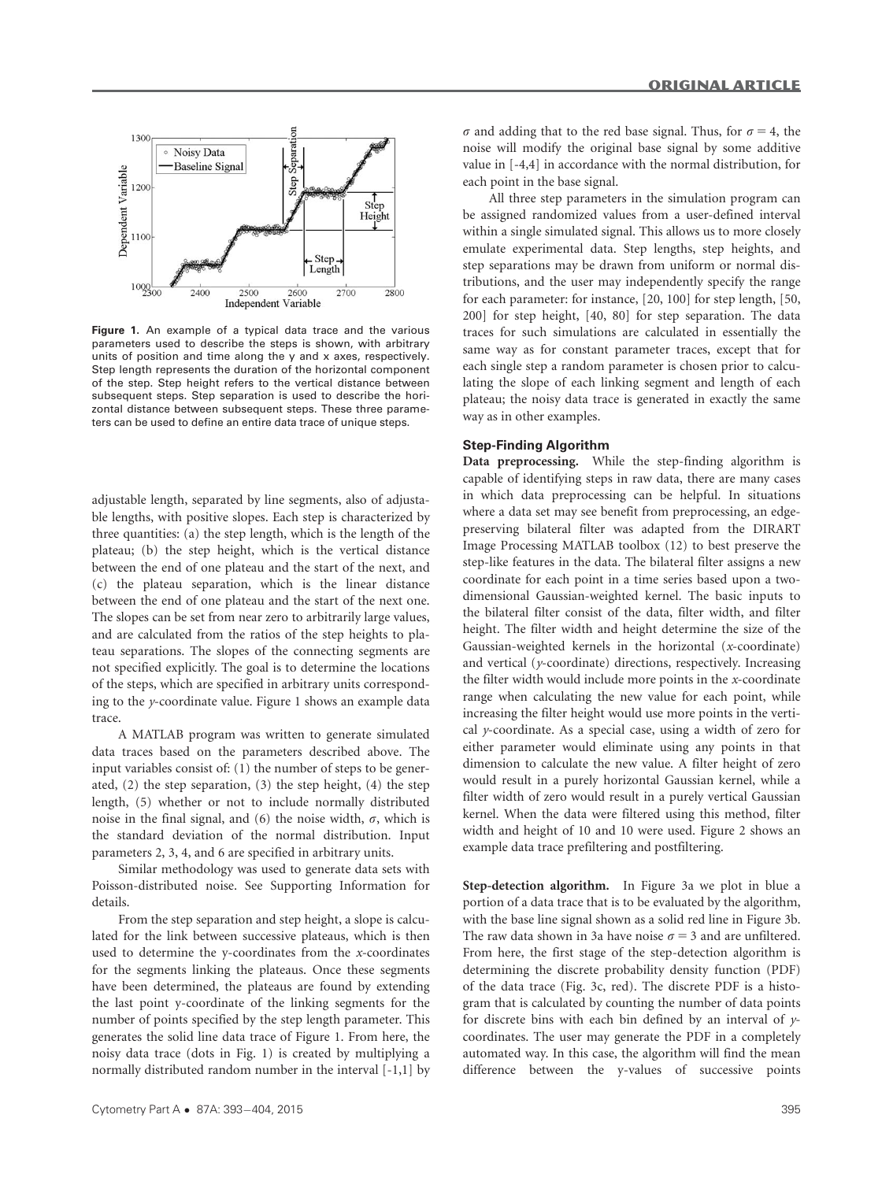1300
Noisy Data
Baseline Signal
Step Separation
Step Height
Step Length
Dependent Variable
1200
1100
1000
2300 2400 2500 2600 2700 2800
Independent Variable

**Figure 1.** An example of a typical data trace and the various parameters used to describe the steps is shown, with arbitrary units of position and time along the y and x axes, respectively. Step length represents the duration of the horizontal component of the step. Step height refers to the vertical distance between subsequent steps. Step separation is used to describe the horizontal distance between subsequent steps. These three parameters can be used to define an entire data trace of unique steps.

adjustable length, separated by line segments, also of adjustable lengths, with positive slopes. Each step is characterized by three quantities: (a) the step length, which is the length of the plateau; (b) the step height, which is the vertical distance between the end of one plateau and the start of the next, and (c) the plateau separation, which is the linear distance between the end of one plateau and the start of the next one. The slopes can be set from near zero to arbitrarily large values, and are calculated from the ratios of the step heights to plateau separations. The slopes of the connecting segments are not specified explicitly. The goal is to determine the locations of the steps, which are specified in arbitrary units corresponding to the *y*-coordinate value. Figure 1 shows an example data trace.

A MATLAB program was written to generate simulated data traces based on the parameters described above. The input variables consist of: (1) the number of steps to be generated, (2) the step separation, (3) the step height, (4) the step length, (5) whether or not to include normally distributed noise in the final signal, and (6) the noise width, $\sigma$, which is the standard deviation of the normal distribution. Input parameters 2, 3, 4, and 6 are specified in arbitrary units.

Similar methodology was used to generate data sets with Poisson-distributed noise. See Supporting Information for details.

From the step separation and step height, a slope is calculated for the link between successive plateaus, which is then used to determine the y-coordinates from the *x*-coordinates for the segments linking the plateaus. Once these segments have been determined, the plateaus are found by extending the last point y-coordinate of the linking segments for the number of points specified by the step length parameter. This generates the solid line data trace of Figure 1. From here, the noisy data trace (dots in Fig. 1) is created by multiplying a normally distributed random number in the interval [-1,1] by $\sigma$ and adding that to the red base signal. Thus, for $\sigma = 4$, the noise will modify the original base signal by some additive value in [-4,4] in accordance with the normal distribution, for each point in the base signal.

All three step parameters in the simulation program can be assigned randomized values from a user-defined interval within a single simulated signal. This allows us to more closely emulate experimental data. Step lengths, step heights, and step separations may be drawn from uniform or normal distributions, and the user may independently specify the range for each parameter: for instance, [20, 100] for step length, [50, 200] for step height, [40, 80] for step separation. The data traces for such simulations are calculated in essentially the same way as for constant parameter traces, except that for each single step a random parameter is chosen prior to calculating the slope of each linking segment and length of each plateau; the noisy data trace is generated in exactly the same way as in other examples.

### Step-Finding Algorithm

**Data preprocessing.** While the step-finding algorithm is capable of identifying steps in raw data, there are many cases in which data preprocessing can be helpful. In situations where a data set may see benefit from preprocessing, an edge-preserving bilateral filter was adapted from the DIRART Image Processing MATLAB toolbox (12) to best preserve the step-like features in the data. The bilateral filter assigns a new coordinate for each point in a time series based upon a two-dimensional Gaussian-weighted kernel. The basic inputs to the bilateral filter consist of the data, filter width, and filter height. The filter width and height determine the size of the Gaussian-weighted kernels in the horizontal (*x*-coordinate) and vertical (*y*-coordinate) directions, respectively. Increasing the filter width would include more points in the *x*-coordinate range when calculating the new value for each point, while increasing the filter height would use more points in the vertical *y*-coordinate. As a special case, using a width of zero for either parameter would eliminate using any points in that dimension to calculate the new value. A filter height of zero would result in a purely horizontal Gaussian kernel, while a filter width of zero would result in a purely vertical Gaussian kernel. When the data were filtered using this method, filter width and height of 10 and 10 were used. Figure 2 shows an example data trace prefiltering and postfiltering.

**Step-detection algorithm.** In Figure 3a we plot in blue a portion of a data trace that is to be evaluated by the algorithm, with the base line signal shown as a solid red line in Figure 3b. The raw data shown in 3a have noise $\sigma = 3$ and are unfiltered. From here, the first stage of the step-detection algorithm is determining the discrete probability density function (PDF) of the data trace (Fig. 3c, red). The discrete PDF is a histogram that is calculated by counting the number of data points for discrete bins with each bin defined by an interval of *y*-coordinates. The user may generate the PDF in a completely automated way. In this case, the algorithm will find the mean difference between the y-values of successive points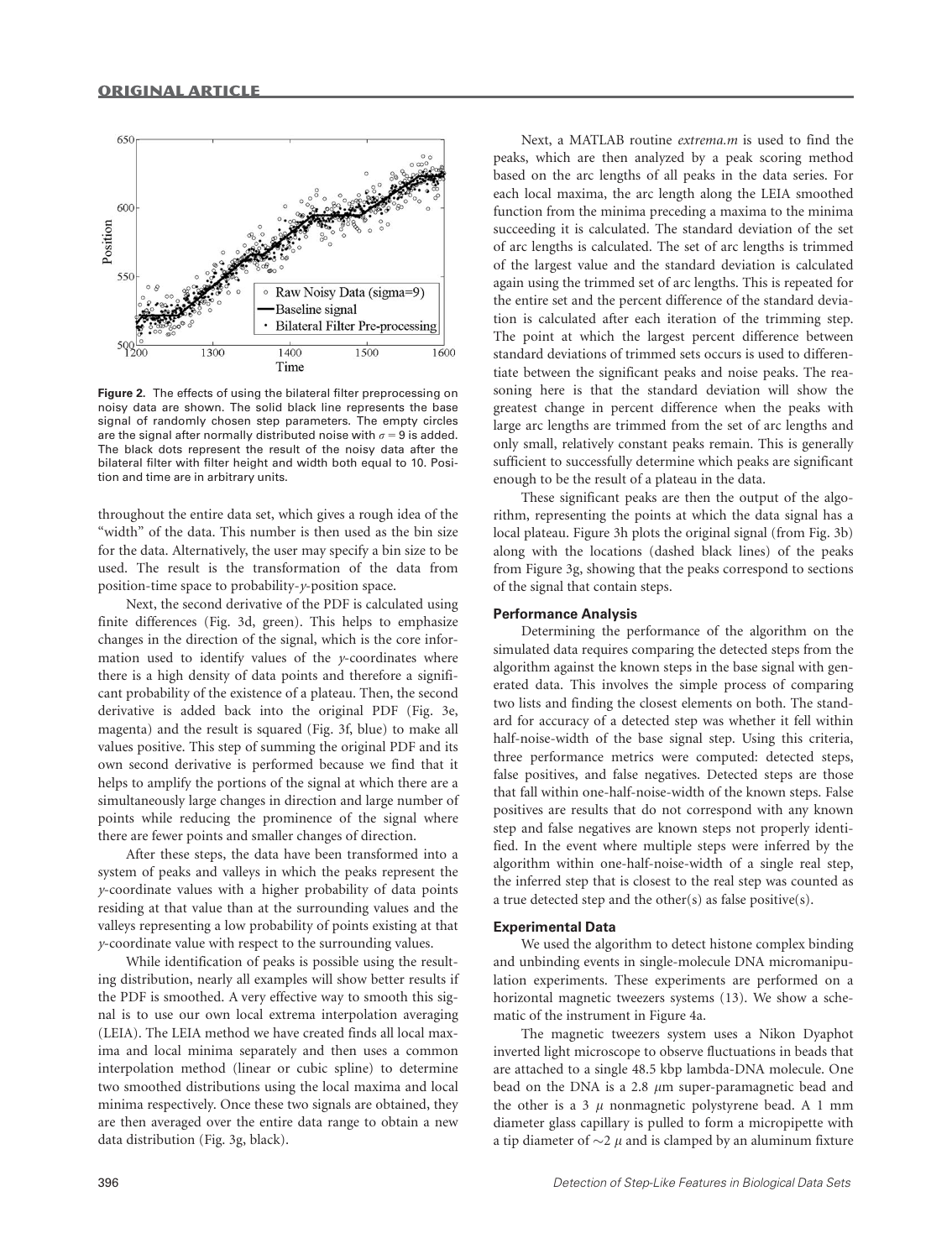650

600

Position

550

500

1200 1300 1400 1500 1600

Time

○ Raw Noisy Data (sigma=9)

— Baseline signal

· Bilateral Filter Pre-processing

**Figure 2.** The effects of using the bilateral filter preprocessing on noisy data are shown. The solid black line represents the base signal of randomly chosen step parameters. The empty circles are the signal after normally distributed noise with $\sigma = 9$ is added. The black dots represent the result of the noisy data after the bilateral filter with filter height and width both equal to 10. Position and time are in arbitrary units.

throughout the entire data set, which gives a rough idea of the "width" of the data. This number is then used as the bin size for the data. Alternatively, the user may specify a bin size to be used. The result is the transformation of the data from position-time space to probability-$y$-position space.

Next, the second derivative of the PDF is calculated using finite differences (Fig. 3d, green). This helps to emphasize changes in the direction of the signal, which is the core information used to identify values of the $y$-coordinates where there is a high density of data points and therefore a significant probability of the existence of a plateau. Then, the second derivative is added back into the original PDF (Fig. 3e, magenta) and the result is squared (Fig. 3f, blue) to make all values positive. This step of summing the original PDF and its own second derivative is performed because we find that it helps to amplify the portions of the signal at which there are a simultaneously large changes in direction and large number of points while reducing the prominence of the signal where there are fewer points and smaller changes of direction.

After these steps, the data have been transformed into a system of peaks and valleys in which the peaks represent the $y$-coordinate values with a higher probability of data points residing at that value than at the surrounding values and the valleys representing a low probability of points existing at that $y$-coordinate value with respect to the surrounding values.

While identification of peaks is possible using the resulting distribution, nearly all examples will show better results if the PDF is smoothed. A very effective way to smooth this signal is to use our own local extrema interpolation averaging (LEIA). The LEIA method we have created finds all local maxima and local minima separately and then uses a common interpolation method (linear or cubic spline) to determine two smoothed distributions using the local maxima and local minima respectively. Once these two signals are obtained, they are then averaged over the entire data range to obtain a new data distribution (Fig. 3g, black).

Next, a MATLAB routine *extrema.m* is used to find the peaks, which are then analyzed by a peak scoring method based on the arc lengths of all peaks in the data series. For each local maxima, the arc length along the LEIA smoothed function from the minima preceding a maxima to the minima succeeding it is calculated. The standard deviation of the set of arc lengths is calculated. The set of arc lengths is trimmed of the largest value and the standard deviation is calculated again using the trimmed set of arc lengths. This is repeated for the entire set and the percent difference of the standard deviation is calculated after each iteration of the trimming step. The point at which the largest percent difference between standard deviations of trimmed sets occurs is used to differentiate between the significant peaks and noise peaks. The reasoning here is that the standard deviation will show the greatest change in percent difference when the peaks with large arc lengths are trimmed from the set of arc lengths and only small, relatively constant peaks remain. This is generally sufficient to successfully determine which peaks are significant enough to be the result of a plateau in the data.

These significant peaks are then the output of the algorithm, representing the points at which the data signal has a local plateau. Figure 3h plots the original signal (from Fig. 3b) along with the locations (dashed black lines) of the peaks from Figure 3g, showing that the peaks correspond to sections of the signal that contain steps.

### Performance Analysis

Determining the performance of the algorithm on the simulated data requires comparing the detected steps from the algorithm against the known steps in the base signal with generated data. This involves the simple process of comparing two lists and finding the closest elements on both. The standard for accuracy of a detected step was whether it fell within half-noise-width of the base signal step. Using this criteria, three performance metrics were computed: detected steps, false positives, and false negatives. Detected steps are those that fall within one-half-noise-width of the known steps. False positives are results that do not correspond with any known step and false negatives are known steps not properly identified. In the event where multiple steps were inferred by the algorithm within one-half-noise-width of a single real step, the inferred step that is closest to the real step was counted as a true detected step and the other(s) as false positive(s).

### Experimental Data

We used the algorithm to detect histone complex binding and unbinding events in single-molecule DNA micromanipulation experiments. These experiments are performed on a horizontal magnetic tweezers systems (13). We show a schematic of the instrument in Figure 4a.

The magnetic tweezers system uses a Nikon Dyaphot inverted light microscope to observe fluctuations in beads that are attached to a single 48.5 kbp lambda-DNA molecule. One bead on the DNA is a 2.8 $\mu$m super-paramagnetic bead and the other is a 3 $\mu$ nonmagnetic polystyrene bead. A 1 mm diameter glass capillary is pulled to form a micropipette with a tip diameter of ~2 $\mu$ and is clamped by an aluminum fixture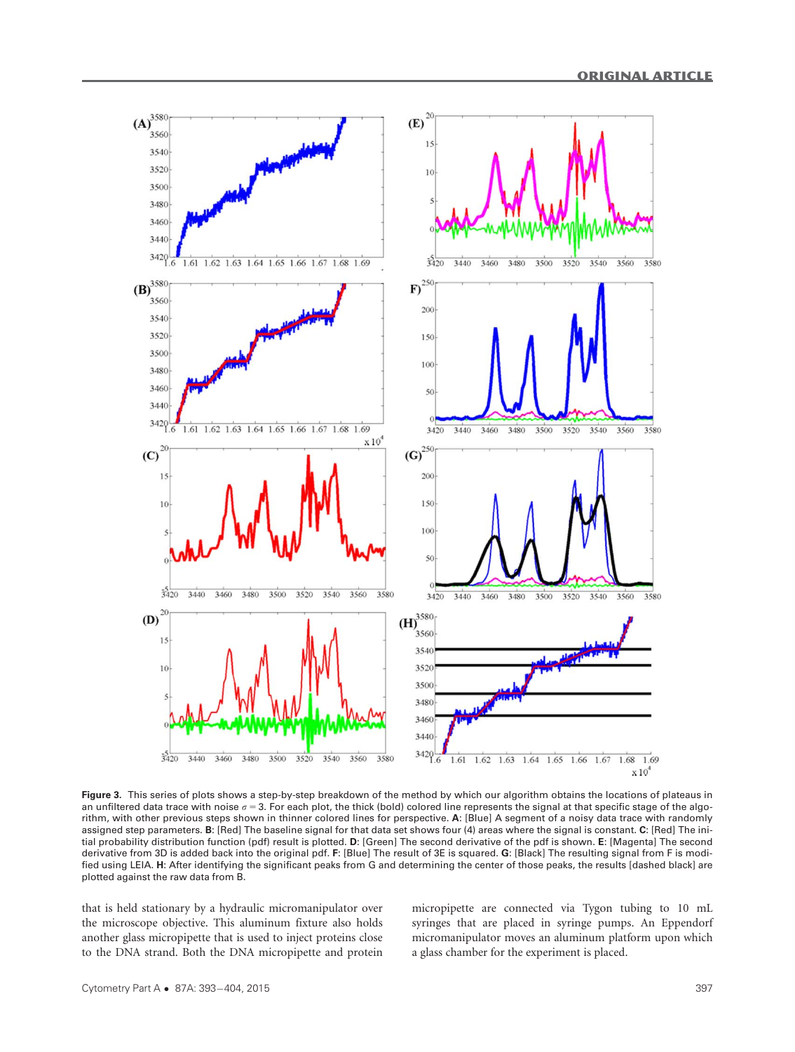**Figure 3.** This series of plots shows a step-by-step breakdown of the method by which our algorithm obtains the locations of plateaus in an unfiltered data trace with noise $\sigma = 3$. For each plot, the thick (bold) colored line represents the signal at that specific stage of the algorithm, with other previous steps shown in thinner colored lines for perspective. **A**: [Blue] A segment of a noisy data trace with randomly assigned step parameters. **B**: [Red] The baseline signal for that data set shows four (4) areas where the signal is constant. **C**: [Red] The initial probability distribution function (pdf) result is plotted. **D**: [Green] The second derivative of the pdf is shown. **E**: [Magenta] The second derivative from 3D is added back into the original pdf. **F**: [Blue] The result of 3E is squared. **G**: [Black] The resulting signal from F is modified using LEIA. **H**: After identifying the significant peaks from G and determining the center of those peaks, the results [dashed black] are plotted against the raw data from B.

that is held stationary by a hydraulic micromanipulator over the microscope objective. This aluminum fixture also holds another glass micropipette that is used to inject proteins close to the DNA strand. Both the DNA micropipette and protein micropipette are connected via Tygon tubing to 10 mL syringes that are placed in syringe pumps. An Eppendorf micromanipulator moves an aluminum platform upon which a glass chamber for the experiment is placed.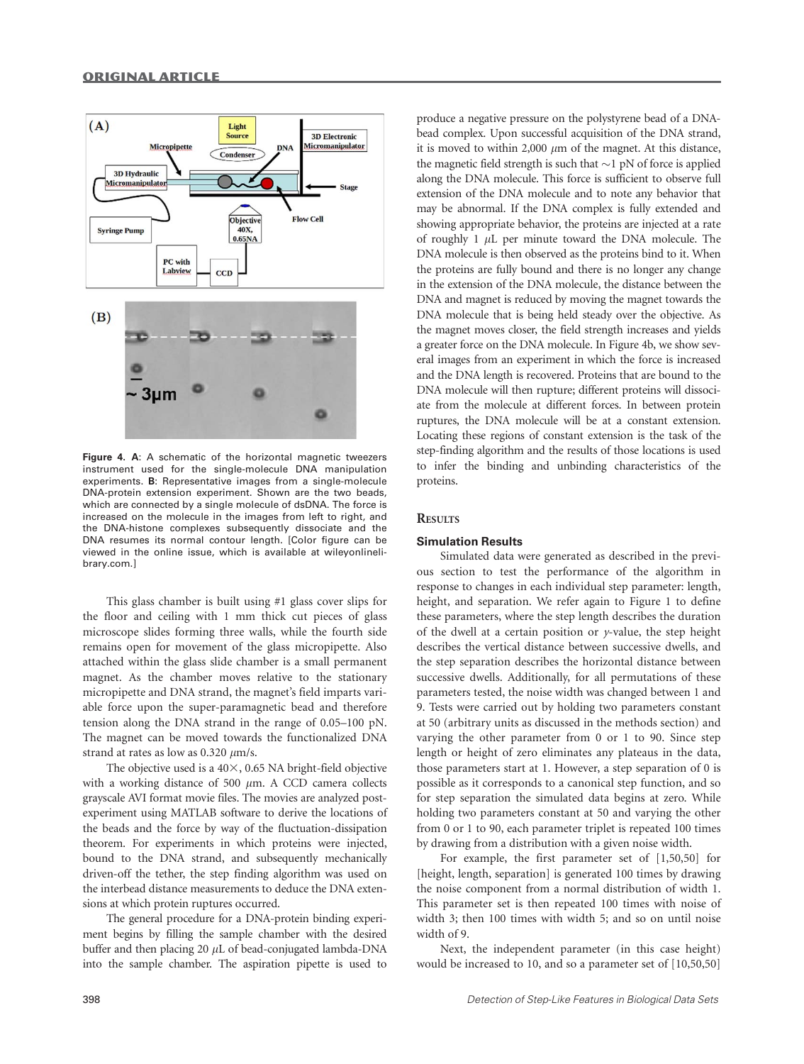Figure 4. **A**: A schematic of the horizontal magnetic tweezers instrument used for the single-molecule DNA manipulation experiments. **B**: Representative images from a single-molecule DNA-protein extension experiment. Shown are the two beads, which are connected by a single molecule of dsDNA. The force is increased on the molecule in the images from left to right, and the DNA-histone complexes subsequently dissociate and the DNA resumes its normal contour length. [Color figure can be viewed in the online issue, which is available at wileyonlinelibrary.com.]

This glass chamber is built using #1 glass cover slips for the floor and ceiling with 1 mm thick cut pieces of glass microscope slides forming three walls, while the fourth side remains open for movement of the glass micropipette. Also attached within the glass slide chamber is a small permanent magnet. As the chamber moves relative to the stationary micropipette and DNA strand, the magnet's field imparts variable force upon the super-paramagnetic bead and therefore tension along the DNA strand in the range of 0.05–100 pN. The magnet can be moved towards the functionalized DNA strand at rates as low as 0.320 $\mu$m/s.

The objective used is a 40×, 0.65 NA bright-field objective with a working distance of 500 $\mu$m. A CCD camera collects grayscale AVI format movie files. The movies are analyzed post-experiment using MATLAB software to derive the locations of the beads and the force by way of the fluctuation-dissipation theorem. For experiments in which proteins were injected, bound to the DNA strand, and subsequently mechanically driven-off the tether, the step finding algorithm was used on the interbead distance measurements to deduce the DNA extensions at which protein ruptures occurred.

The general procedure for a DNA-protein binding experiment begins by filling the sample chamber with the desired buffer and then placing 20 $\mu$L of bead-conjugated lambda-DNA into the sample chamber. The aspiration pipette is used to produce a negative pressure on the polystyrene bead of a DNA-bead complex. Upon successful acquisition of the DNA strand, it is moved to within 2,000 $\mu$m of the magnet. At this distance, the magnetic field strength is such that ~1 pN of force is applied along the DNA molecule. This force is sufficient to observe full extension of the DNA molecule and to note any behavior that may be abnormal. If the DNA complex is fully extended and showing appropriate behavior, the proteins are injected at a rate of roughly 1 $\mu$L per minute toward the DNA molecule. The DNA molecule is then observed as the proteins bind to it. When the proteins are fully bound and there is no longer any change in the extension of the DNA molecule, the distance between the DNA and magnet is reduced by moving the magnet towards the DNA molecule that is being held steady over the objective. As the magnet moves closer, the field strength increases and yields a greater force on the DNA molecule. In Figure 4b, we show several images from an experiment in which the force is increased and the DNA length is recovered. Proteins that are bound to the DNA molecule will then rupture; different proteins will dissociate from the molecule at different forces. In between protein ruptures, the DNA molecule will be at a constant extension. Locating these regions of constant extension is the task of the step-finding algorithm and the results of those locations is used to infer the binding and unbinding characteristics of the proteins.

## Results

### Simulation Results

Simulated data were generated as described in the previous section to test the performance of the algorithm in response to changes in each individual step parameter: length, height, and separation. We refer again to Figure 1 to define these parameters, where the step length describes the duration of the dwell at a certain position or *y*-value, the step height describes the vertical distance between successive dwells, and the step separation describes the horizontal distance between successive dwells. Additionally, for all permutations of these parameters tested, the noise width was changed between 1 and 9. Tests were carried out by holding two parameters constant at 50 (arbitrary units as discussed in the methods section) and varying the other parameter from 0 or 1 to 90. Since step length or height of zero eliminates any plateaus in the data, those parameters start at 1. However, a step separation of 0 is possible as it corresponds to a canonical step function, and so for step separation the simulated data begins at zero. While holding two parameters constant at 50 and varying the other from 0 or 1 to 90, each parameter triplet is repeated 100 times by drawing from a distribution with a given noise width.

For example, the first parameter set of [1,50,50] for [height, length, separation] is generated 100 times by drawing the noise component from a normal distribution of width 1. This parameter set is then repeated 100 times with noise of width 3; then 100 times with width 5; and so on until noise width of 9.

Next, the independent parameter (in this case height) would be increased to 10, and so a parameter set of [10,50,50]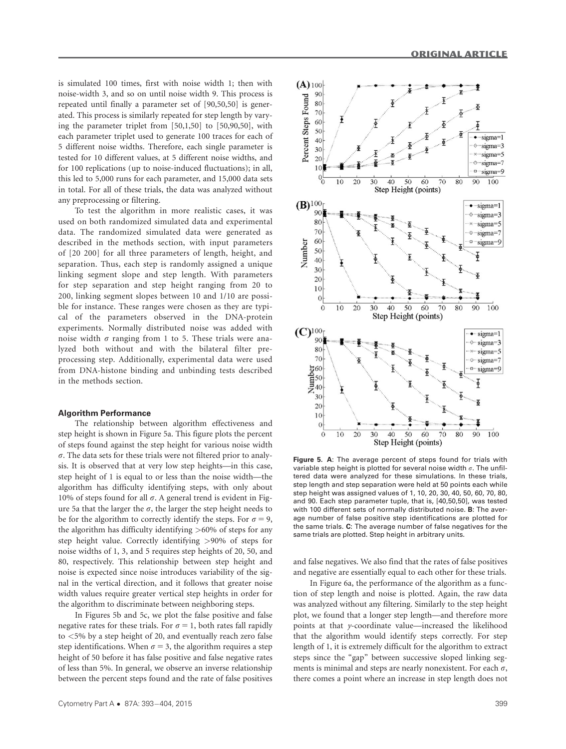is simulated 100 times, first with noise width 1; then with noise-width 3, and so on until noise width 9. This process is repeated until finally a parameter set of [90,50,50] is generated. This process is similarly repeated for step length by varying the parameter triplet from [50,1,50] to [50,90,50], with each parameter triplet used to generate 100 traces for each of 5 different noise widths. Therefore, each single parameter is tested for 10 different values, at 5 different noise widths, and for 100 replications (up to noise-induced fluctuations); in all, this led to 5,000 runs for each parameter, and 15,000 data sets in total. For all of these trials, the data was analyzed without any preprocessing or filtering.

To test the algorithm in more realistic cases, it was used on both randomized simulated data and experimental data. The randomized simulated data were generated as described in the methods section, with input parameters of [20 200] for all three parameters of length, height, and separation. Thus, each step is randomly assigned a unique linking segment slope and step length. With parameters for step separation and step height ranging from 20 to 200, linking segment slopes between 10 and 1/10 are possible for instance. These ranges were chosen as they are typical of the parameters observed in the DNA-protein experiments. Normally distributed noise was added with noise width $\sigma$ ranging from 1 to 5. These trials were analyzed both without and with the bilateral filter preprocessing step. Additionally, experimental data were used from DNA-histone binding and unbinding tests described in the methods section.

### Algorithm Performance

The relationship between algorithm effectiveness and step height is shown in Figure 5a. This figure plots the percent of steps found against the step height for various noise width $\sigma$. The data sets for these trials were not filtered prior to analysis. It is observed that at very low step heights—in this case, step height of 1 is equal to or less than the noise width—the algorithm has difficulty identifying steps, with only about 10% of steps found for all $\sigma$. A general trend is evident in Figure 5a that the larger the $\sigma$, the larger the step height needs to be for the algorithm to correctly identify the steps. For $\sigma = 9$, the algorithm has difficulty identifying >60% of steps for any step height value. Correctly identifying >90% of steps for noise widths of 1, 3, and 5 requires step heights of 20, 50, and 80, respectively. This relationship between step height and noise is expected since noise introduces variability of the signal in the vertical direction, and it follows that greater noise width values require greater vertical step heights in order for the algorithm to discriminate between neighboring steps.

In Figures 5b and 5c, we plot the false positive and false negative rates for these trials. For $\sigma = 1$, both rates fall rapidly to <5% by a step height of 20, and eventually reach zero false step identifications. When $\sigma = 3$, the algorithm requires a step height of 50 before it has false positive and false negative rates of less than 5%. In general, we observe an inverse relationship between the percent steps found and the rate of false positives and false negatives. We also find that the rates of false positives and negative are essentially equal to each other for these trials.

**Figure 5. A**: The average percent of steps found for trials with variable step height is plotted for several noise width $\sigma$. The unfiltered data were analyzed for these simulations. In these trials, step length and step separation were held at 50 points each while step height was assigned values of 1, 10, 20, 30, 40, 50, 60, 70, 80, and 90. Each step parameter tuple, that is, [40,50,50], was tested with 100 different sets of normally distributed noise. **B**: The average number of false positive step identifications are plotted for the same trials. **C**: The average number of false negatives for the same trials are plotted. Step height in arbitrary units.

In Figure 6a, the performance of the algorithm as a function of step length and noise is plotted. Again, the raw data was analyzed without any filtering. Similarly to the step height plot, we found that a longer step length—and therefore more points at that *y*-coordinate value—increased the likelihood that the algorithm would identify steps correctly. For step length of 1, it is extremely difficult for the algorithm to extract steps since the "gap" between successive sloped linking segments is minimal and steps are nearly nonexistent. For each $\sigma$, there comes a point where an increase in step length does not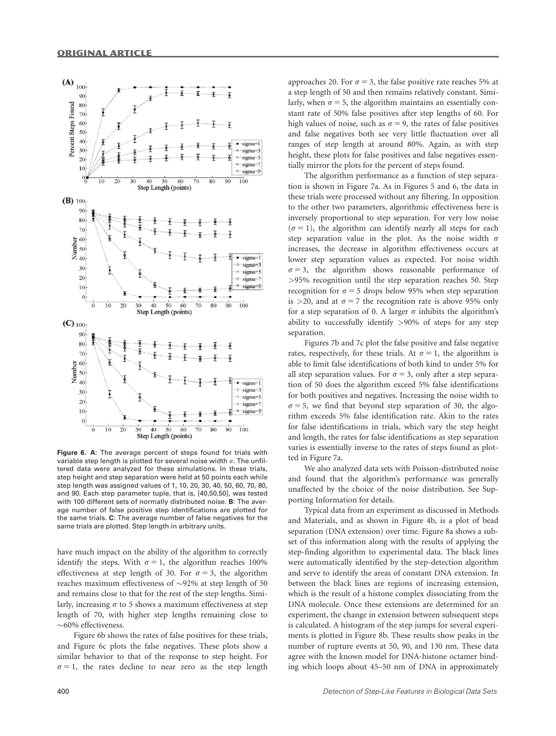Figure 6. A: The average percent of steps found for trials with variable step length is plotted for several noise width $\sigma$. The unfiltered data were analyzed for these simulations. In these trials, step height and step separation were held at 50 points each while step length was assigned values of 1, 10, 20, 30, 40, 50, 60, 70, 80, and 90. Each step parameter tuple, that is, [40,50,50], was tested with 100 different sets of normally distributed noise. B: The average number of false positive step identifications are plotted for the same trials. C: The average number of false negatives for the same trials are plotted. Step length in arbitrary units.

have much impact on the ability of the algorithm to correctly identify the steps. With $\sigma = 1$, the algorithm reaches 100% effectiveness at step length of 30. For $\sigma = 3$, the algorithm reaches maximum effectiveness of ~92% at step length of 50 and remains close to that for the rest of the step lengths. Similarly, increasing $\sigma$ to 5 shows a maximum effectiveness at step length of 70, with higher step lengths remaining close to ~60% effectiveness.

Figure 6b shows the rates of false positives for these trials, and Figure 6c plots the false negatives. These plots show a similar behavior to that of the response to step height. For $\sigma = 1$, the rates decline to near zero as the step length approaches 20. For $\sigma = 3$, the false positive rate reaches 5% at a step length of 50 and then remains relatively constant. Similarly, when $\sigma = 5$, the algorithm maintains an essentially constant rate of 50% false positives after step lengths of 60. For high values of noise, such as $\sigma = 9$, the rates of false positives and false negatives both see very little fluctuation over all ranges of step length at around 80%. Again, as with step height, these plots for false positives and false negatives essentially mirror the plots for the percent of steps found.

The algorithm performance as a function of step separation is shown in Figure 7a. As in Figures 5 and 6, the data in these trials were processed without any filtering. In opposition to the other two parameters, algorithmic effectiveness here is inversely proportional to step separation. For very low noise ($\sigma = 1$), the algorithm can identify nearly all steps for each step separation value in the plot. As the noise width $\sigma$ increases, the decrease in algorithm effectiveness occurs at lower step separation values as expected. For noise width $\sigma = 3$, the algorithm shows reasonable performance of >95% recognition until the step separation reaches 50. Step recognition for $\sigma = 5$ drops below 95% when step separation is >20, and at $\sigma = 7$ the recognition rate is above 95% only for a step separation of 0. A larger $\sigma$ inhibits the algorithm's ability to successfully identify >90% of steps for any step separation.

Figures 7b and 7c plot the false positive and false negative rates, respectively, for these trials. At $\sigma = 1$, the algorithm is able to limit false identifications of both kind to under 5% for all step separation values. For $\sigma = 3$, only after a step separation of 50 does the algorithm exceed 5% false identifications for both positives and negatives. Increasing the noise width to $\sigma = 5$, we find that beyond step separation of 30, the algorithm exceeds 5% false identification rate. Akin to the rates for false identifications in trials, which vary the step height and length, the rates for false identifications as step separation varies is essentially inverse to the rates of steps found as plotted in Figure 7a.

We also analyzed data sets with Poisson-distributed noise and found that the algorithm's performance was generally unaffected by the choice of the noise distribution. See Supporting Information for details.

Typical data from an experiment as discussed in Methods and Materials, and as shown in Figure 4b, is a plot of bead separation (DNA extension) over time. Figure 8a shows a subset of this information along with the results of applying the step-finding algorithm to experimental data. The black lines were automatically identified by the step-detection algorithm and serve to identify the areas of constant DNA extension. In between the black lines are regions of increasing extension, which is the result of a histone complex dissociating from the DNA molecule. Once these extensions are determined for an experiment, the change in extension between subsequent steps is calculated. A histogram of the step jumps for several experiments is plotted in Figure 8b. These results show peaks in the number of rupture events at 50, 90, and 130 nm. These data agree with the known model for DNA-histone octamer binding which loops about 45–50 nm of DNA in approximately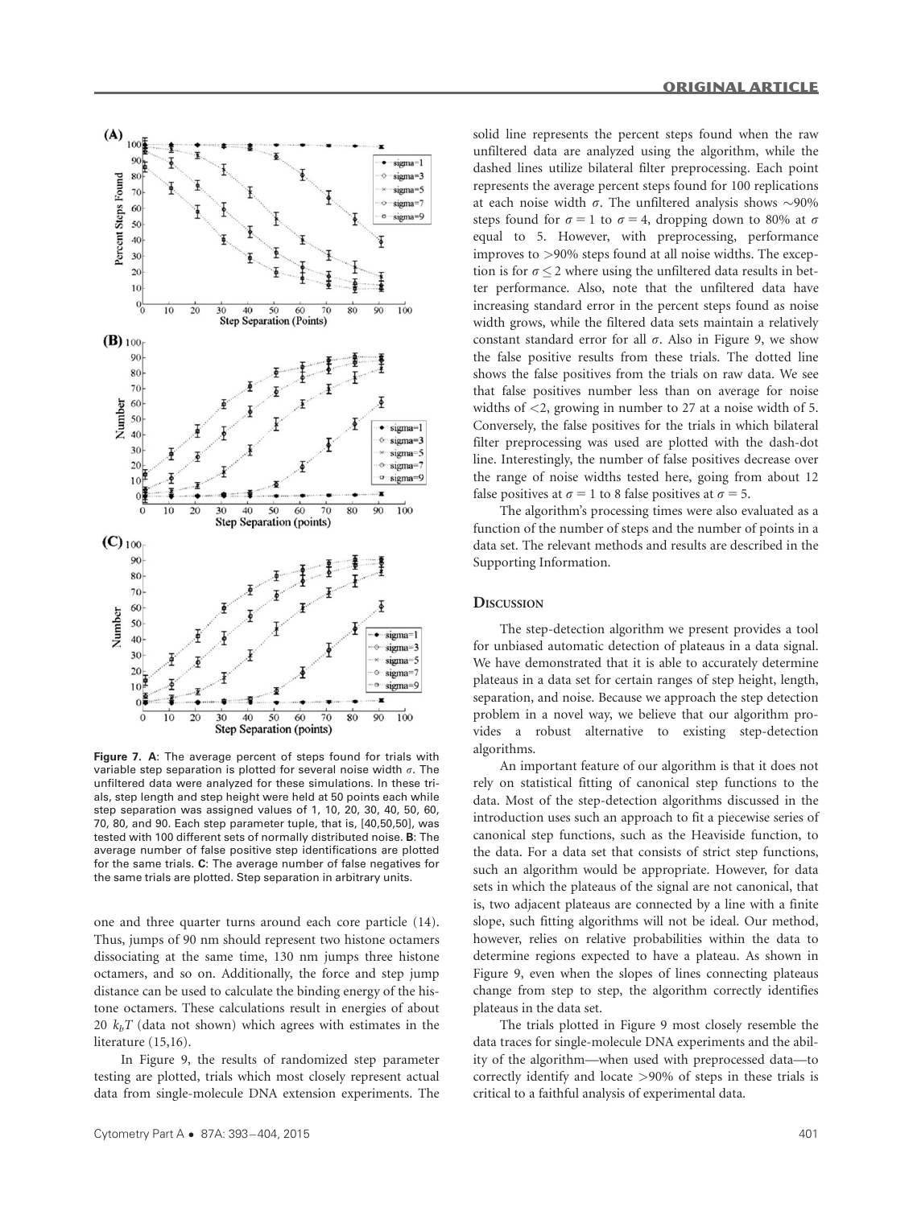**Figure 7. A**: The average percent of steps found for trials with variable step separation is plotted for several noise width $\sigma$. The unfiltered data were analyzed for these simulations. In these trials, step length and step height were held at 50 points each while step separation was assigned values of 1, 10, 20, 30, 40, 50, 60, 70, 80, and 90. Each step parameter tuple, that is, [40,50,50], was tested with 100 different sets of normally distributed noise. **B**: The average number of false positive step identifications are plotted for the same trials. **C**: The average number of false negatives for the same trials are plotted. Step separation in arbitrary units.

one and three quarter turns around each core particle (14). Thus, jumps of 90 nm should represent two histone octamers dissociating at the same time, 130 nm jumps three histone octamers, and so on. Additionally, the force and step jump distance can be used to calculate the binding energy of the histone octamers. These calculations result in energies of about 20 $k_bT$ (data not shown) which agrees with estimates in the literature (15,16).

In Figure 9, the results of randomized step parameter testing are plotted, trials which most closely represent actual data from single-molecule DNA extension experiments. The solid line represents the percent steps found when the raw unfiltered data are analyzed using the algorithm, while the dashed lines utilize bilateral filter preprocessing. Each point represents the average percent steps found for 100 replications at each noise width $\sigma$. The unfiltered analysis shows ~90% steps found for $\sigma = 1$ to $\sigma = 4$, dropping down to 80% at $\sigma$ equal to 5. However, with preprocessing, performance improves to >90% steps found at all noise widths. The exception is for $\sigma \leq 2$ where using the unfiltered data results in better performance. Also, note that the unfiltered data have increasing standard error in the percent steps found as noise width grows, while the filtered data sets maintain a relatively constant standard error for all $\sigma$. Also in Figure 9, we show the false positive results from these trials. The dotted line shows the false positives from the trials on raw data. We see that false positives number less than on average for noise widths of <2, growing in number to 27 at a noise width of 5. Conversely, the false positives for the trials in which bilateral filter preprocessing was used are plotted with the dash-dot line. Interestingly, the number of false positives decrease over the range of noise widths tested here, going from about 12 false positives at $\sigma = 1$ to 8 false positives at $\sigma = 5$.

The algorithm's processing times were also evaluated as a function of the number of steps and the number of points in a data set. The relevant methods and results are described in the Supporting Information.

## Discussion

The step-detection algorithm we present provides a tool for unbiased automatic detection of plateaus in a data signal. We have demonstrated that it is able to accurately determine plateaus in a data set for certain ranges of step height, length, separation, and noise. Because we approach the step detection problem in a novel way, we believe that our algorithm provides a robust alternative to existing step-detection algorithms.

An important feature of our algorithm is that it does not rely on statistical fitting of canonical step functions to the data. Most of the step-detection algorithms discussed in the introduction uses such an approach to fit a piecewise series of canonical step functions, such as the Heaviside function, to the data. For a data set that consists of strict step functions, such an algorithm would be appropriate. However, for data sets in which the plateaus of the signal are not canonical, that is, two adjacent plateaus are connected by a line with a finite slope, such fitting algorithms will not be ideal. Our method, however, relies on relative probabilities within the data to determine regions expected to have a plateau. As shown in Figure 9, even when the slopes of lines connecting plateaus change from step to step, the algorithm correctly identifies plateaus in the data set.

The trials plotted in Figure 9 most closely resemble the data traces for single-molecule DNA experiments and the ability of the algorithm—when used with preprocessed data—to correctly identify and locate >90% of steps in these trials is critical to a faithful analysis of experimental data.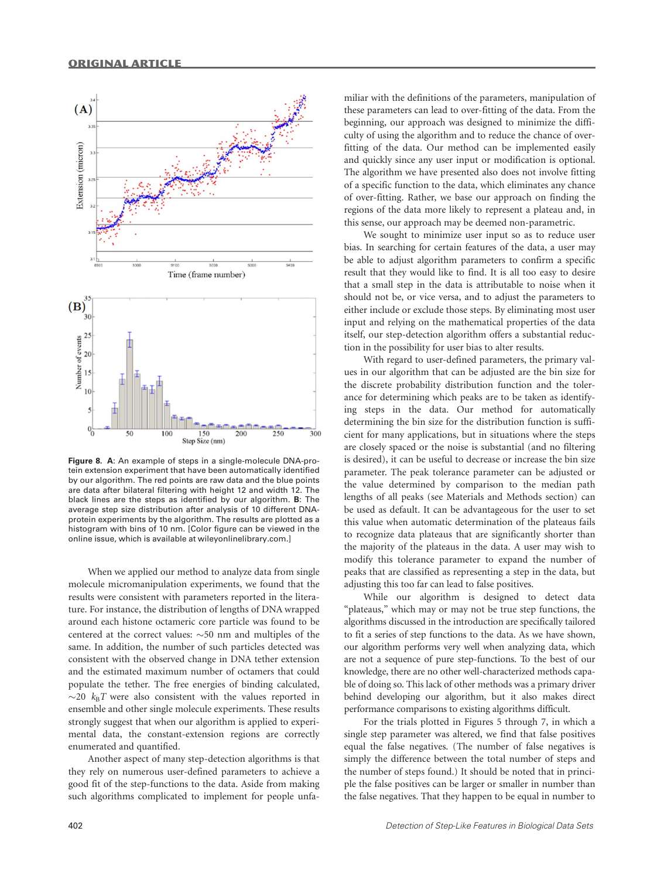(A)

Extension (micron)

3.4, 3.35, 3.3, 3.25, 3.2, 3.15, 3.1

8900, 9000, 9100, 9200, 9300, 9400

Time (frame number)

(B)

Number of events

35, 30, 25, 20, 15, 10, 5, 0

0, 50, 100, 150, 200, 250, 300

Step Size (nm)

**Figure 8. A**: An example of steps in a single-molecule DNA-protein extension experiment that have been automatically identified by our algorithm. The red points are raw data and the blue points are data after bilateral filtering with height 12 and width 12. The black lines are the steps as identified by our algorithm. **B**: The average step size distribution after analysis of 10 different DNA-protein experiments by the algorithm. The results are plotted as a histogram with bins of 10 nm. [Color figure can be viewed in the online issue, which is available at wileyonlinelibrary.com.]

When we applied our method to analyze data from single molecule micromanipulation experiments, we found that the results were consistent with parameters reported in the literature. For instance, the distribution of lengths of DNA wrapped around each histone octameric core particle was found to be centered at the correct values: ~50 nm and multiples of the same. In addition, the number of such particles detected was consistent with the observed change in DNA tether extension and the estimated maximum number of octamers that could populate the tether. The free energies of binding calculated, ~20 $k_BT$ were also consistent with the values reported in ensemble and other single molecule experiments. These results strongly suggest that when our algorithm is applied to experimental data, the constant-extension regions are correctly enumerated and quantified.

Another aspect of many step-detection algorithms is that they rely on numerous user-defined parameters to achieve a good fit of the step-functions to the data. Aside from making such algorithms complicated to implement for people unfamiliar with the definitions of the parameters, manipulation of these parameters can lead to over-fitting of the data. From the beginning, our approach was designed to minimize the difficulty of using the algorithm and to reduce the chance of over-fitting of the data. Our method can be implemented easily and quickly since any user input or modification is optional. The algorithm we have presented also does not involve fitting of a specific function to the data, which eliminates any chance of over-fitting. Rather, we base our approach on finding the regions of the data more likely to represent a plateau and, in this sense, our approach may be deemed non-parametric.

We sought to minimize user input so as to reduce user bias. In searching for certain features of the data, a user may be able to adjust algorithm parameters to confirm a specific result that they would like to find. It is all too easy to desire that a small step in the data is attributable to noise when it should not be, or vice versa, and to adjust the parameters to either include or exclude those steps. By eliminating most user input and relying on the mathematical properties of the data itself, our step-detection algorithm offers a substantial reduction in the possibility for user bias to alter results.

With regard to user-defined parameters, the primary values in our algorithm that can be adjusted are the bin size for the discrete probability distribution function and the tolerance for determining which peaks are to be taken as identifying steps in the data. Our method for automatically determining the bin size for the distribution function is sufficient for many applications, but in situations where the steps are closely spaced or the noise is substantial (and no filtering is desired), it can be useful to decrease or increase the bin size parameter. The peak tolerance parameter can be adjusted or the value determined by comparison to the median path lengths of all peaks (see Materials and Methods section) can be used as default. It can be advantageous for the user to set this value when automatic determination of the plateaus fails to recognize data plateaus that are significantly shorter than the majority of the plateaus in the data. A user may wish to modify this tolerance parameter to expand the number of peaks that are classified as representing a step in the data, but adjusting this too far can lead to false positives.

While our algorithm is designed to detect data "plateaus," which may or may not be true step functions, the algorithms discussed in the introduction are specifically tailored to fit a series of step functions to the data. As we have shown, our algorithm performs very well when analyzing data, which are not a sequence of pure step-functions. To the best of our knowledge, there are no other well-characterized methods capable of doing so. This lack of other methods was a primary driver behind developing our algorithm, but it also makes direct performance comparisons to existing algorithms difficult.

For the trials plotted in Figures 5 through 7, in which a single step parameter was altered, we find that false positives equal the false negatives. (The number of false negatives is simply the difference between the total number of steps and the number of steps found.) It should be noted that in principle the false positives can be larger or smaller in number than the false negatives. That they happen to be equal in number to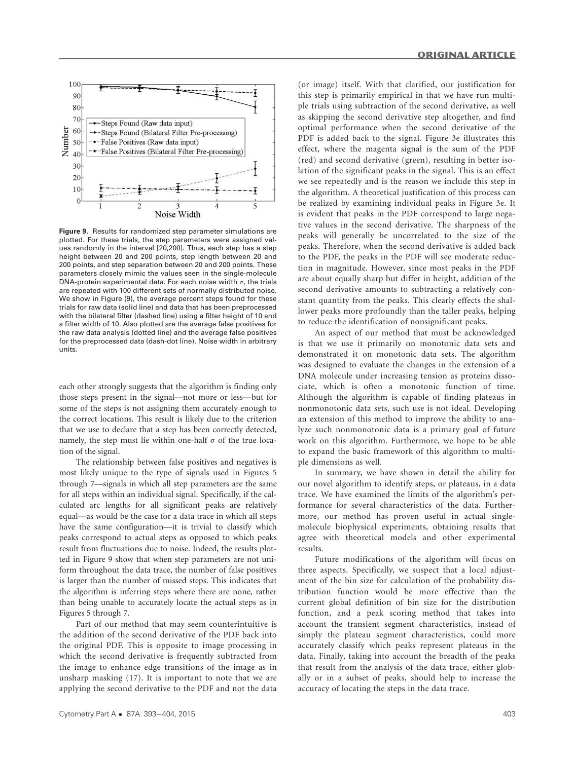100
90
80
70
60
50
40
30
20
10
0

Number

1 2 3 4 5

Noise Width

Steps Found (Raw data input)
Steps Found (Bilateral Filter Pre-processing)
False Positives (Raw data input)
False Positives (Bilateral Filter Pre-processing)

**Figure 9.** Results for randomized step parameter simulations are plotted. For these trials, the step parameters were assigned values randomly in the interval [20,200]. Thus, each step has a step height between 20 and 200 points, step length between 20 and 200 points, and step separation between 20 and 200 points. These parameters closely mimic the values seen in the single-molecule DNA-protein experimental data. For each noise width $\sigma$, the trials are repeated with 100 different sets of normally distributed noise. We show in Figure (9), the average percent steps found for these trials for raw data (solid line) and data that has been preprocessed with the bilateral filter (dashed line) using a filter height of 10 and a filter width of 10. Also plotted are the average false positives for the raw data analysis (dotted line) and the average false positives for the preprocessed data (dash-dot line). Noise width in arbitrary units.

each other strongly suggests that the algorithm is finding only those steps present in the signal—not more or less—but for some of the steps is not assigning them accurately enough to the correct locations. This result is likely due to the criterion that we use to declare that a step has been correctly detected, namely, the step must lie within one-half $\sigma$ of the true location of the signal.

The relationship between false positives and negatives is most likely unique to the type of signals used in Figures 5 through 7—signals in which all step parameters are the same for all steps within an individual signal. Specifically, if the calculated arc lengths for all significant peaks are relatively equal—as would be the case for a data trace in which all steps have the same configuration—it is trivial to classify which peaks correspond to actual steps as opposed to which peaks result from fluctuations due to noise. Indeed, the results plotted in Figure 9 show that when step parameters are not uniform throughout the data trace, the number of false positives is larger than the number of missed steps. This indicates that the algorithm is inferring steps where there are none, rather than being unable to accurately locate the actual steps as in Figures 5 through 7.

Part of our method that may seem counterintuitive is the addition of the second derivative of the PDF back into the original PDF. This is opposite to image processing in which the second derivative is frequently subtracted from the image to enhance edge transitions of the image as in unsharp masking (17). It is important to note that we are applying the second derivative to the PDF and not the data (or image) itself. With that clarified, our justification for this step is primarily empirical in that we have run multiple trials using subtraction of the second derivative, as well as skipping the second derivative step altogether, and find optimal performance when the second derivative of the PDF is added back to the signal. Figure 3e illustrates this effect, where the magenta signal is the sum of the PDF (red) and second derivative (green), resulting in better isolation of the significant peaks in the signal. This is an effect we see repeatedly and is the reason we include this step in the algorithm. A theoretical justification of this process can be realized by examining individual peaks in Figure 3e. It is evident that peaks in the PDF correspond to large negative values in the second derivative. The sharpness of the peaks will generally be uncorrelated to the size of the peaks. Therefore, when the second derivative is added back to the PDF, the peaks in the PDF will see moderate reduction in magnitude. However, since most peaks in the PDF are about equally sharp but differ in height, addition of the second derivative amounts to subtracting a relatively constant quantity from the peaks. This clearly effects the shallower peaks more profoundly than the taller peaks, helping to reduce the identification of nonsignificant peaks.

An aspect of our method that must be acknowledged is that we use it primarily on monotonic data sets and demonstrated it on monotonic data sets. The algorithm was designed to evaluate the changes in the extension of a DNA molecule under increasing tension as proteins dissociate, which is often a monotonic function of time. Although the algorithm is capable of finding plateaus in nonmonotonic data sets, such use is not ideal. Developing an extension of this method to improve the ability to analyze such nonmonotonic data is a primary goal of future work on this algorithm. Furthermore, we hope to be able to expand the basic framework of this algorithm to multiple dimensions as well.

In summary, we have shown in detail the ability for our novel algorithm to identify steps, or plateaus, in a data trace. We have examined the limits of the algorithm's performance for several characteristics of the data. Furthermore, our method has proven useful in actual single-molecule biophysical experiments, obtaining results that agree with theoretical models and other experimental results.

Future modifications of the algorithm will focus on three aspects. Specifically, we suspect that a local adjustment of the bin size for calculation of the probability distribution function would be more effective than the current global definition of bin size for the distribution function, and a peak scoring method that takes into account the transient segment characteristics, instead of simply the plateau segment characteristics, could more accurately classify which peaks represent plateaus in the data. Finally, taking into account the breadth of the peaks that result from the analysis of the data trace, either globally or in a subset of peaks, should help to increase the accuracy of locating the steps in the data trace.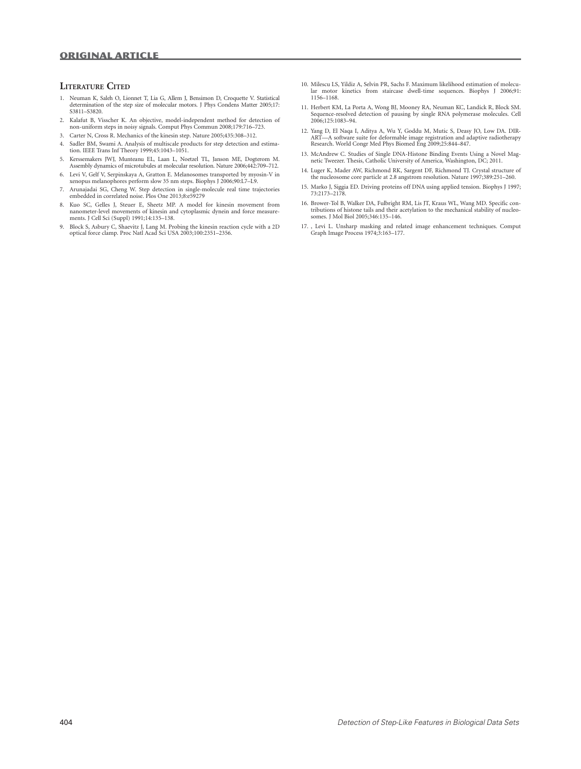## Literature Cited

1. Neuman K, Saleh O, Lionnet T, Lia G, Allem J, Bensimon D, Croquette V. Statistical determination of the step size of molecular motors. J Phys Condens Matter 2005;17: S3811–S3820.
2. Kalafut B, Visscher K. An objective, model-independent method for detection of non-uniform steps in noisy signals. Comput Phys Commun 2008;179:716–723.
3. Carter N, Cross R. Mechanics of the kinesin step. Nature 2005;435:308–312.
4. Sadler BM, Swami A. Analysis of multiscale products for step detection and estimation. IEEE Trans Inf Theory 1999;45:1043–1051.
5. Kerssemakers JWJ, Munteanu EL, Laan L, Noetzel TL, Janson ME, Dogterom M. Assembly dynamics of microtubules at molecular resolution. Nature 2006;442:709–712.
6. Levi V, Gelf V, Serpinskaya A, Gratton E. Melanosomes transported by myosin-V in xenopus melanophores perform slow 35 nm steps. Biophys J 2006;90:L7–L9.
7. Arunajadai SG, Cheng W. Step detection in single-molecule real time trajectories embedded in correlated noise. Plos One 2013;8:e59279
8. Kuo SC, Gelles J, Steuer E, Sheetz MP. A model for kinesin movement from nanometer-level movements of kinesin and cytoplasmic dynein and force measurements. J Cell Sci (Suppl) 1991;14:135–138.
9. Block S, Asbury C, Shaevitz J, Lang M. Probing the kinesin reaction cycle with a 2D optical force clamp. Proc Natl Acad Sci USA 2003;100:2351–2356.
10. Milescu LS, Yildiz A, Selvin PR, Sachs F. Maximum likelihood estimation of molecular motor kinetics from staircase dwell-time sequences. Biophys J 2006;91: 1156–1168.
11. Herbert KM, La Porta A, Wong BJ, Mooney RA, Neuman KC, Landick R, Block SM. Sequence-resolved detection of pausing by single RNA polymerase molecules. Cell 2006;125:1083–94.
12. Yang D, El Naqa I, Aditya A, Wu Y, Goddu M, Mutic S, Deasy JO, Low DA. DIR-ART—A software suite for deformable image registration and adaptive radiotherapy Research. World Congr Med Phys Biomed Eng 2009;25:844–847.
13. McAndrew C. Studies of Single DNA-Histone Binding Events Using a Novel Magnetic Tweezer. Thesis, Catholic University of America, Washington, DC; 2011.
14. Luger K, Mader AW, Richmond RK, Sargent DF, Richmond TJ. Crystal structure of the nucleosome core particle at 2.8 angstrom resolution. Nature 1997;389:251–260.
15. Marko J, Siggia ED. Driving proteins off DNA using applied tension. Biophys J 1997; 73:2173–2178.
16. Brower-Tol B, Walker DA, Fulbright RM, Lis JT, Kraus WL, Wang MD. Specific contributions of histone tails and their acetylation to the mechanical stability of nucleosomes. J Mol Biol 2005;346:135–146.
17. , Levi L. Unsharp masking and related image enhancement techniques. Comput Graph Image Process 1974;3:163–177.